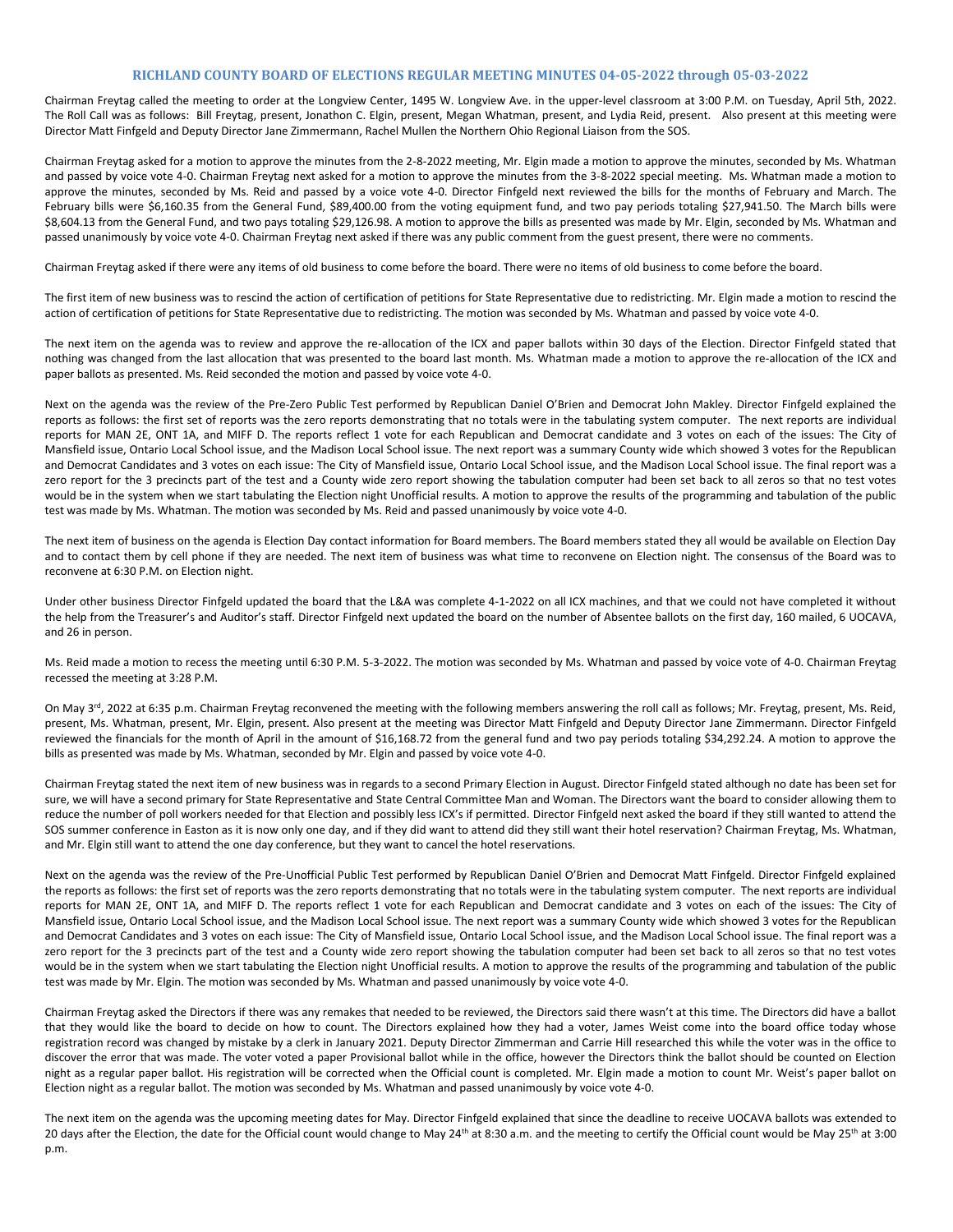# RICHLAND COUNTY BOARD OF ELECTIONS REGULAR MEETING MINUTES 04-05-2022 through 05-03-2022

Chairman Freytag called the meeting to order at the Longview Center, 1495 W. Longview Ave. in the upper-level classroom at 3:00 P.M. on Tuesday, April 5th, 2022. The Roll Call was as follows: Bill Freytag, present, Jonathon C. Elgin, present, Megan Whatman, present, and Lydia Reid, present. Also present at this meeting were Director Matt Finfgeld and Deputy Director Jane Zimmermann, Rachel Mullen the Northern Ohio Regional Liaison from the SOS.

Chairman Freytag asked for a motion to approve the minutes from the 2-8-2022 meeting, Mr. Elgin made a motion to approve the minutes, seconded by Ms. Whatman and passed by voice vote 4-0. Chairman Freytag next asked for a motion to approve the minutes from the 3-8-2022 special meeting. Ms. Whatman made a motion to approve the minutes, seconded by Ms. Reid and passed by a voice vote 4-0. Director Finfgeld next reviewed the bills for the months of February and March. The February bills were $6,160.35 from the General Fund, $89,400.00 from the voting equipment fund, and two pay periods totaling $27,941.50. The March bills were $8,604.13 from the General Fund, and two pays totaling $29,126.98. A motion to approve the bills as presented was made by Mr. Elgin, seconded by Ms. Whatman and passed unanimously by voice vote 4-0. Chairman Freytag next asked if there was any public comment from the guest present, there were no comments.

Chairman Freytag asked if there were any items of old business to come before the board. There were no items of old business to come before the board.

The first item of new business was to rescind the action of certification of petitions for State Representative due to redistricting. Mr. Elgin made a motion to rescind the action of certification of petitions for State Representative due to redistricting. The motion was seconded by Ms. Whatman and passed by voice vote 4-0.

The next item on the agenda was to review and approve the re-allocation of the ICX and paper ballots within 30 days of the Election. Director Finfgeld stated that nothing was changed from the last allocation that was presented to the board last month. Ms. Whatman made a motion to approve the re-allocation of the ICX and paper ballots as presented. Ms. Reid seconded the motion and passed by voice vote 4-0.

Next on the agenda was the review of the Pre-Zero Public Test performed by Republican Daniel O'Brien and Democrat John Makley. Director Finfgeld explained the reports as follows: the first set of reports was the zero reports demonstrating that no totals were in the tabulating system computer. The next reports are individual reports for MAN 2E, ONT 1A, and MIFF D. The reports reflect 1 vote for each Republican and Democrat candidate and 3 votes on each of the issues: The City of Mansfield issue, Ontario Local School issue, and the Madison Local School issue. The next report was a summary County wide which showed 3 votes for the Republican and Democrat Candidates and 3 votes on each issue: The City of Mansfield issue, Ontario Local School issue, and the Madison Local School issue. The final report was a zero report for the 3 precincts part of the test and a County wide zero report showing the tabulation computer had been set back to all zeros so that no test votes would be in the system when we start tabulating the Election night Unofficial results. A motion to approve the results of the programming and tabulation of the public test was made by Ms. Whatman. The motion was seconded by Ms. Reid and passed unanimously by voice vote 4-0.

The next item of business on the agenda is Election Day contact information for Board members. The Board members stated they all would be available on Election Day and to contact them by cell phone if they are needed. The next item of business was what time to reconvene on Election night. The consensus of the Board was to reconvene at 6:30 P.M. on Election night.

Under other business Director Finfgeld updated the board that the L&A was complete 4-1-2022 on all ICX machines, and that we could not have completed it without the help from the Treasurer's and Auditor's staff. Director Finfgeld next updated the board on the number of Absentee ballots on the first day, 160 mailed, 6 UOCAVA, and 26 in person.

Ms. Reid made a motion to recess the meeting until 6:30 P.M. 5-3-2022. The motion was seconded by Ms. Whatman and passed by voice vote of 4-0. Chairman Freytag recessed the meeting at 3:28 P.M.

On May 3rd, 2022 at 6:35 p.m. Chairman Freytag reconvened the meeting with the following members answering the roll call as follows; Mr. Freytag, present, Ms. Reid, present, Ms. Whatman, present, Mr. Elgin, present. Also present at the meeting was Director Matt Finfgeld and Deputy Director Jane Zimmermann. Director Finfgeld reviewed the financials for the month of April in the amount of $16,168.72 from the general fund and two pay periods totaling $34,292.24. A motion to approve the bills as presented was made by Ms. Whatman, seconded by Mr. Elgin and passed by voice vote 4-0.

Chairman Freytag stated the next item of new business was in regards to a second Primary Election in August. Director Finfgeld stated although no date has been set for sure, we will have a second primary for State Representative and State Central Committee Man and Woman. The Directors want the board to consider allowing them to reduce the number of poll workers needed for that Election and possibly less ICX's if permitted. Director Finfgeld next asked the board if they still wanted to attend the SOS summer conference in Easton as it is now only one day, and if they did want to attend did they still want their hotel reservation? Chairman Freytag, Ms. Whatman, and Mr. Elgin still want to attend the one day conference, but they want to cancel the hotel reservations.

Next on the agenda was the review of the Pre-Unofficial Public Test performed by Republican Daniel O'Brien and Democrat Matt Finfgeld. Director Finfgeld explained the reports as follows: the first set of reports was the zero reports demonstrating that no totals were in the tabulating system computer. The next reports are individual reports for MAN 2E, ONT 1A, and MIFF D. The reports reflect 1 vote for each Republican and Democrat candidate and 3 votes on each of the issues: The City of Mansfield issue, Ontario Local School issue, and the Madison Local School issue. The next report was a summary County wide which showed 3 votes for the Republican and Democrat Candidates and 3 votes on each issue: The City of Mansfield issue, Ontario Local School issue, and the Madison Local School issue. The final report was a zero report for the 3 precincts part of the test and a County wide zero report showing the tabulation computer had been set back to all zeros so that no test votes would be in the system when we start tabulating the Election night Unofficial results. A motion to approve the results of the programming and tabulation of the public test was made by Mr. Elgin. The motion was seconded by Ms. Whatman and passed unanimously by voice vote 4-0.

Chairman Freytag asked the Directors if there was any remakes that needed to be reviewed, the Directors said there wasn't at this time. The Directors did have a ballot that they would like the board to decide on how to count. The Directors explained how they had a voter, James Weist come into the board office today whose registration record was changed by mistake by a clerk in January 2021. Deputy Director Zimmerman and Carrie Hill researched this while the voter was in the office to discover the error that was made. The voter voted a paper Provisional ballot while in the office, however the Directors think the ballot should be counted on Election night as a regular paper ballot. His registration will be corrected when the Official count is completed. Mr. Elgin made a motion to count Mr. Weist's paper ballot on Election night as a regular ballot. The motion was seconded by Ms. Whatman and passed unanimously by voice vote 4-0.

The next item on the agenda was the upcoming meeting dates for May. Director Finfgeld explained that since the deadline to receive UOCAVA ballots was extended to 20 days after the Election, the date for the Official count would change to May 24th at 8:30 a.m. and the meeting to certify the Official count would be May 25th at 3:00 p.m.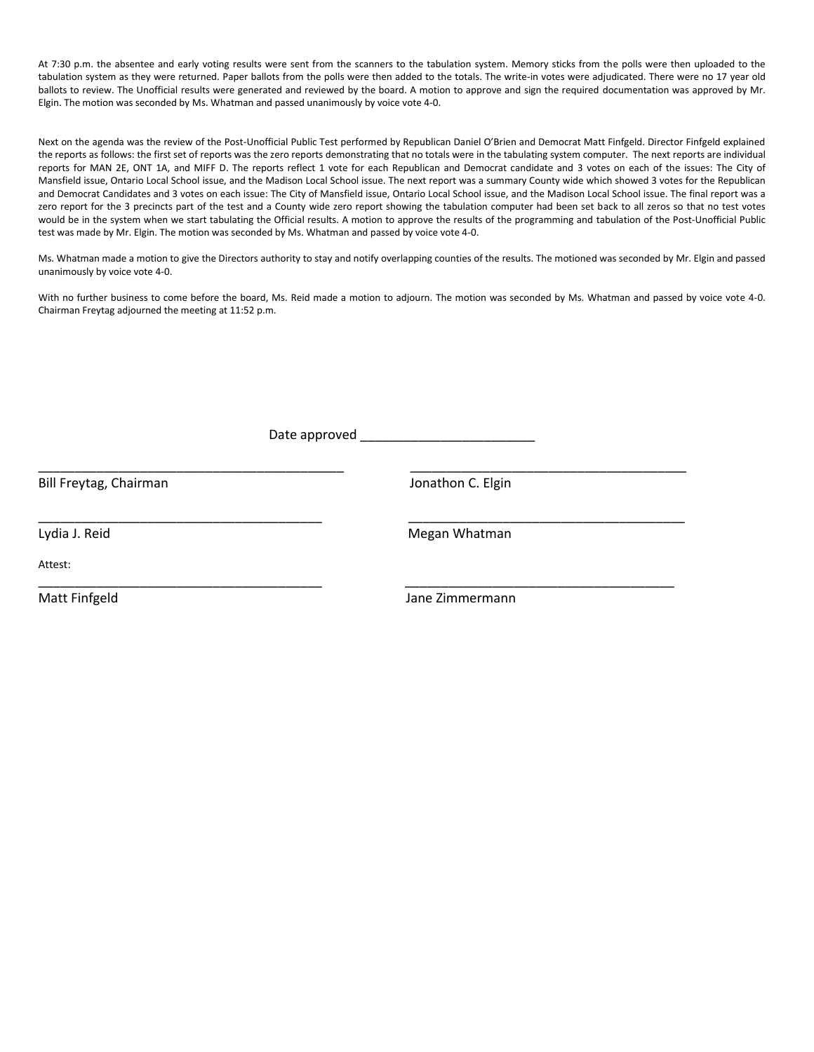At 7:30 p.m. the absentee and early voting results were sent from the scanners to the tabulation system. Memory sticks from the polls were then uploaded to the tabulation system as they were returned. Paper ballots from the polls were then added to the totals. The write-in votes were adjudicated. There were no 17 year old ballots to review. The Unofficial results were generated and reviewed by the board. A motion to approve and sign the required documentation was approved by Mr. Elgin. The motion was seconded by Ms. Whatman and passed unanimously by voice vote 4-0.

Next on the agenda was the review of the Post-Unofficial Public Test performed by Republican Daniel O'Brien and Democrat Matt Finfgeld. Director Finfgeld explained the reports as follows: the first set of reports was the zero reports demonstrating that no totals were in the tabulating system computer. The next reports are individual reports for MAN 2E, ONT 1A, and MIFF D. The reports reflect 1 vote for each Republican and Democrat candidate and 3 votes on each of the issues: The City of Mansfield issue, Ontario Local School issue, and the Madison Local School issue. The next report was a summary County wide which showed 3 votes for the Republican and Democrat Candidates and 3 votes on each issue: The City of Mansfield issue, Ontario Local School issue, and the Madison Local School issue. The final report was a zero report for the 3 precincts part of the test and a County wide zero report showing the tabulation computer had been set back to all zeros so that no test votes would be in the system when we start tabulating the Official results. A motion to approve the results of the programming and tabulation of the Post-Unofficial Public test was made by Mr. Elgin. The motion was seconded by Ms. Whatman and passed by voice vote 4-0.

Ms. Whatman made a motion to give the Directors authority to stay and notify overlapping counties of the results. The motioned was seconded by Mr. Elgin and passed unanimously by voice vote 4-0.

With no further business to come before the board, Ms. Reid made a motion to adjourn. The motion was seconded by Ms. Whatman and passed by voice vote 4-0. Chairman Freytag adjourned the meeting at 11:52 p.m.

Date approved ________________________

_____________________________________________ Bill Freytag, Chairman

_____________________________________________ Jonathon C. Elgin

_____________________________________________ Lydia J. Reid

_____________________________________________ Megan Whatman

Attest:

_____________________________________________ Matt Finfgeld

_____________________________________________ Jane Zimmermann